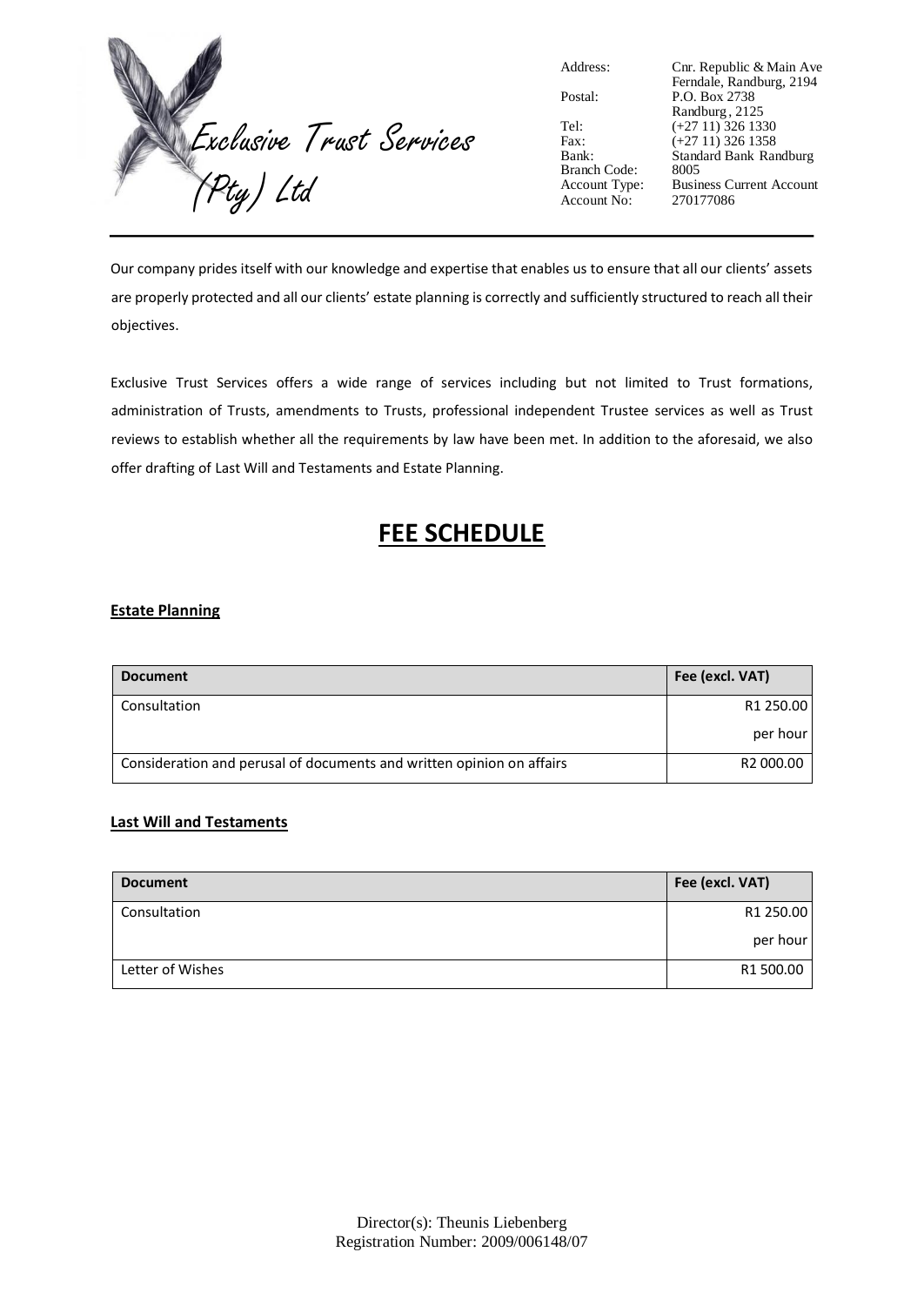Exclusive Trust Services (Pty) Ltd

Address: Cnr. Republic & Main Ave  
Ferndale, Randburg, 2194  
Postal: P.O. Box 2738  
Randburg, 2125  
Tel: (+27 11) 326 1330  
Fax: (+27 11) 326 1358  
Bank: Standard Bank Randburg  
Branch Code: 8005  
Account Type: Business Current Account  
Account No: 270177086

---

Our company prides itself with our knowledge and expertise that enables us to ensure that all our clients' assets are properly protected and all our clients' estate planning is correctly and sufficiently structured to reach all their objectives.

Exclusive Trust Services offers a wide range of services including but not limited to Trust formations, administration of Trusts, amendments to Trusts, professional independent Trustee services as well as Trust reviews to establish whether all the requirements by law have been met. In addition to the aforesaid, we also offer drafting of Last Will and Testaments and Estate Planning.

# FEE SCHEDULE

**Estate Planning**

| Document | Fee (excl. VAT) |
|---|---|
| Consultation | R1 250.00 per hour |
| Consideration and perusal of documents and written opinion on affairs | R2 000.00 |

**Last Will and Testaments**

| Document | Fee (excl. VAT) |
|---|---|
| Consultation | R1 250.00 per hour |
| Letter of Wishes | R1 500.00 |

Director(s): Theunis Liebenberg  
Registration Number: 2009/006148/07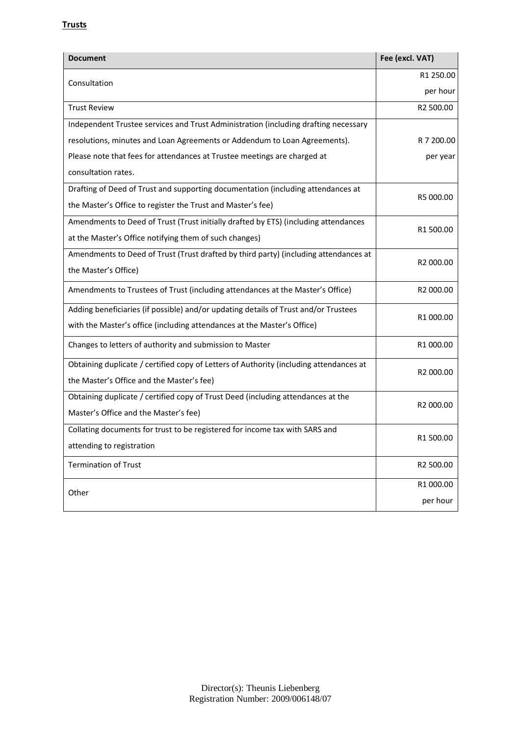**Trusts**

| Document | Fee (excl. VAT) |
|---|---|
| Consultation | R1 250.00 per hour |
| Trust Review | R2 500.00 |
| Independent Trustee services and Trust Administration (including drafting necessary resolutions, minutes and Loan Agreements or Addendum to Loan Agreements). Please note that fees for attendances at Trustee meetings are charged at consultation rates. | R 7 200.00 per year |
| Drafting of Deed of Trust and supporting documentation (including attendances at the Master's Office to register the Trust and Master's fee) | R5 000.00 |
| Amendments to Deed of Trust (Trust initially drafted by ETS) (including attendances at the Master's Office notifying them of such changes) | R1 500.00 |
| Amendments to Deed of Trust (Trust drafted by third party) (including attendances at the Master's Office) | R2 000.00 |
| Amendments to Trustees of Trust (including attendances at the Master's Office) | R2 000.00 |
| Adding beneficiaries (if possible) and/or updating details of Trust and/or Trustees with the Master's office (including attendances at the Master's Office) | R1 000.00 |
| Changes to letters of authority and submission to Master | R1 000.00 |
| Obtaining duplicate / certified copy of Letters of Authority (including attendances at the Master's Office and the Master's fee) | R2 000.00 |
| Obtaining duplicate / certified copy of Trust Deed (including attendances at the Master's Office and the Master's fee) | R2 000.00 |
| Collating documents for trust to be registered for income tax with SARS and attending to registration | R1 500.00 |
| Termination of Trust | R2 500.00 |
| Other | R1 000.00 per hour |

Director(s): Theunis Liebenberg
Registration Number: 2009/006148/07